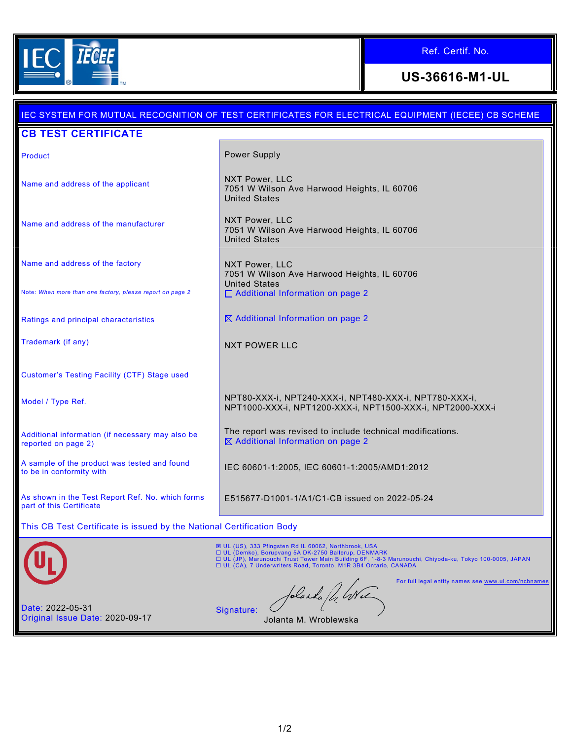IEC IECEE

| Ref. Certif. No. |
| --- |
| **US-36616-M1-UL** |

IEC SYSTEM FOR MUTUAL RECOGNITION OF TEST CERTIFICATES FOR ELECTRICAL EQUIPMENT (IECEE) CB SCHEME

## CB TEST CERTIFICATE

| | |
| --- | --- |
| Product | Power Supply |
| Name and address of the applicant | NXT Power, LLC<br>7051 W Wilson Ave Harwood Heights, IL 60706<br>United States |
| Name and address of the manufacturer | NXT Power, LLC<br>7051 W Wilson Ave Harwood Heights, IL 60706<br>United States |
| Name and address of the factory<br><br>Note: *When more than one factory, please report on page 2* | NXT Power, LLC<br>7051 W Wilson Ave Harwood Heights, IL 60706<br>United States<br>☐ Additional Information on page 2 |
| Ratings and principal characteristics | ☒ Additional Information on page 2 |
| Trademark (if any) | NXT POWER LLC |
| Customer's Testing Facility (CTF) Stage used | |
| Model / Type Ref. | NPT80-XXX-i, NPT240-XXX-i, NPT480-XXX-i, NPT780-XXX-i, NPT1000-XXX-i, NPT1200-XXX-i, NPT1500-XXX-i, NPT2000-XXX-i |
| Additional information (if necessary may also be reported on page 2) | The report was revised to include technical modifications.<br>☒ Additional Information on page 2 |
| A sample of the product was tested and found to be in conformity with | IEC 60601-1:2005, IEC 60601-1:2005/AMD1:2012 |
| As shown in the Test Report Ref. No. which forms part of this Certificate | E515677-D1001-1/A1/C1-CB issued on 2022-05-24 |

This CB Test Certificate is issued by the National Certification Body

☒ UL (US), 333 Pfingsten Rd IL 60062, Northbrook, USA
☐ UL (Demko), Borupvang 5A DK-2750 Ballerup, DENMARK
☐ UL (JP), Marunouchi Trust Tower Main Building 6F, 1-8-3 Marunouchi, Chiyoda-ku, Tokyo 100-0005, JAPAN
☐ UL (CA), 7 Underwriters Road, Toronto, M1R 3B4 Ontario, CANADA

For full legal entity names see www.ul.com/ncbnames

Date: 2022-05-31
Original Issue Date: 2020-09-17

Signature:
Jolanta M. Wroblewska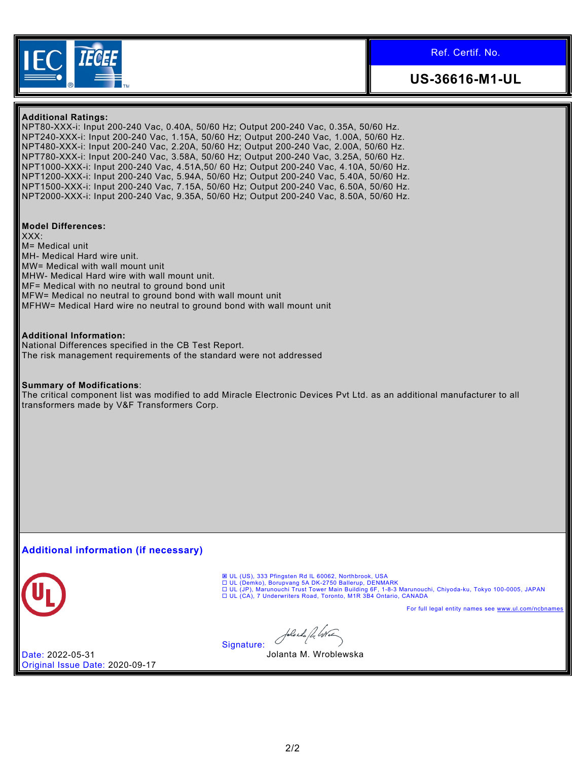IEC IECEE

Ref. Certif. No.

**US-36616-M1-UL**

**Additional Ratings:**
NPT80-XXX-i: Input 200-240 Vac, 0.40A, 50/60 Hz; Output 200-240 Vac, 0.35A, 50/60 Hz.
NPT240-XXX-i: Input 200-240 Vac, 1.15A, 50/60 Hz; Output 200-240 Vac, 1.00A, 50/60 Hz.
NPT480-XXX-i: Input 200-240 Vac, 2.20A, 50/60 Hz; Output 200-240 Vac, 2.00A, 50/60 Hz.
NPT780-XXX-i: Input 200-240 Vac, 3.58A, 50/60 Hz; Output 200-240 Vac, 3.25A, 50/60 Hz.
NPT1000-XXX-i: Input 200-240 Vac, 4.51A,50/ 60 Hz; Output 200-240 Vac, 4.10A, 50/60 Hz.
NPT1200-XXX-i: Input 200-240 Vac, 5.94A, 50/60 Hz; Output 200-240 Vac, 5.40A, 50/60 Hz.
NPT1500-XXX-i: Input 200-240 Vac, 7.15A, 50/60 Hz; Output 200-240 Vac, 6.50A, 50/60 Hz.
NPT2000-XXX-i: Input 200-240 Vac, 9.35A, 50/60 Hz; Output 200-240 Vac, 8.50A, 50/60 Hz.

**Model Differences:**
XXX:
M= Medical unit
MH- Medical Hard wire unit.
MW= Medical with wall mount unit
MHW- Medical Hard wire with wall mount unit.
MF= Medical with no neutral to ground bond unit
MFW= Medical no neutral to ground bond with wall mount unit
MFHW= Medical Hard wire no neutral to ground bond with wall mount unit

**Additional Information:**
National Differences specified in the CB Test Report.
The risk management requirements of the standard were not addressed

**Summary of Modifications**:
The critical component list was modified to add Miracle Electronic Devices Pvt Ltd. as an additional manufacturer to all transformers made by V&F Transformers Corp.

**Additional information (if necessary)**

UL

☒ UL (US), 333 Pfingsten Rd IL 60062, Northbrook, USA
☐ UL (Demko), Borupvang 5A DK-2750 Ballerup, DENMARK
☐ UL (JP), Marunouchi Trust Tower Main Building 6F, 1-8-3 Marunouchi, Chiyoda-ku, Tokyo 100-0005, JAPAN
☐ UL (CA), 7 Underwriters Road, Toronto, M1R 3B4 Ontario, CANADA

For full legal entity names see www.ul.com/ncbnames

Date: 2022-05-31
Original Issue Date: 2020-09-17

Signature:
Jolanta M. Wroblewska